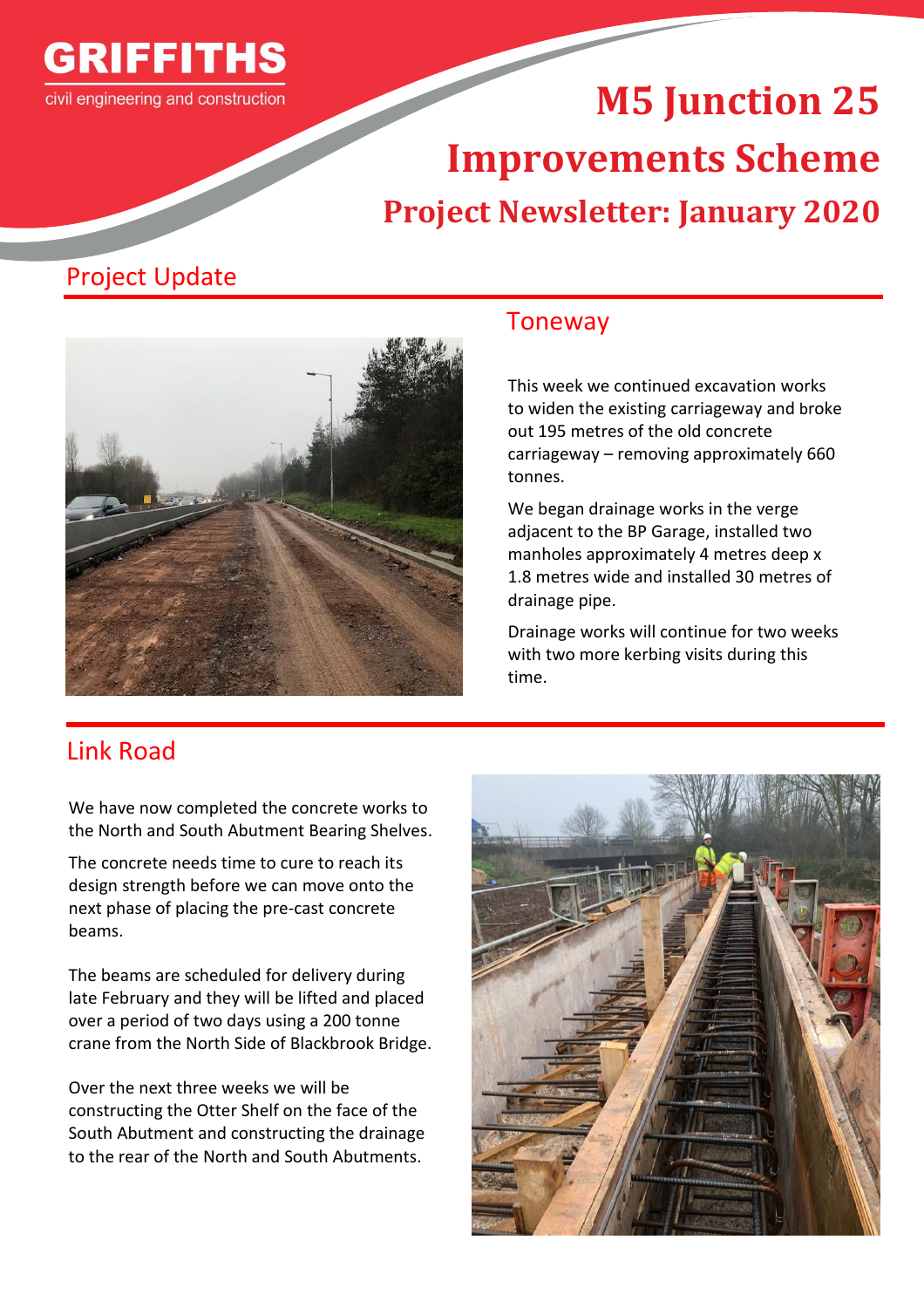GRIFFITHS

civil engineering and construction

# M5 Junction 25 Improvements Scheme

## Project Newsletter: January 2020

## Project Update

### Toneway

This week we continued excavation works to widen the existing carriageway and broke out 195 metres of the old concrete carriageway – removing approximately 660 tonnes.

We began drainage works in the verge adjacent to the BP Garage, installed two manholes approximately 4 metres deep x 1.8 metres wide and installed 30 metres of drainage pipe.

Drainage works will continue for two weeks with two more kerbing visits during this time.

## Link Road

We have now completed the concrete works to the North and South Abutment Bearing Shelves.

The concrete needs time to cure to reach its design strength before we can move onto the next phase of placing the pre-cast concrete beams.

The beams are scheduled for delivery during late February and they will be lifted and placed over a period of two days using a 200 tonne crane from the North Side of Blackbrook Bridge.

Over the next three weeks we will be constructing the Otter Shelf on the face of the South Abutment and constructing the drainage to the rear of the North and South Abutments.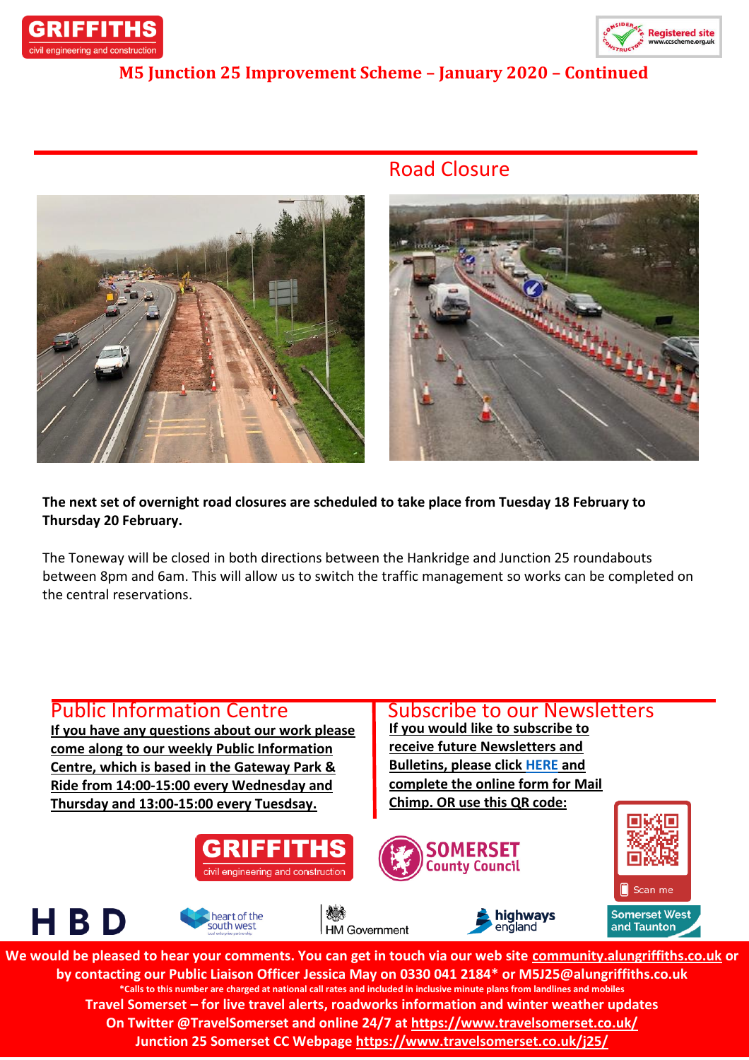# M5 Junction 25 Improvement Scheme – January 2020 – Continued

## Road Closure

**The next set of overnight road closures are scheduled to take place from Tuesday 18 February to Thursday 20 February.**

The Toneway will be closed in both directions between the Hankridge and Junction 25 roundabouts between 8pm and 6am. This will allow us to switch the traffic management so works can be completed on the central reservations.

## Public Information Centre

**If you have any questions about our work please come along to our weekly Public Information Centre, which is based in the Gateway Park & Ride from 14:00-15:00 every Wednesday and Thursday and 13:00-15:00 every Tuesdsay.**

## Subscribe to our Newsletters

**If you would like to subscribe to receive future Newsletters and Bulletins, please click HERE and complete the online form for Mail Chimp. OR use this QR code:**

Scan me

**We would be pleased to hear your comments. You can get in touch via our web site community.alungriffiths.co.uk or by contacting our Public Liaison Officer Jessica May on 0330 041 2184* or M5J25@alungriffiths.co.uk**

*Calls to this number are charged at national call rates and included in inclusive minute plans from landlines and mobiles

**Travel Somerset – for live travel alerts, roadworks information and winter weather updates**
**On Twitter @TravelSomerset and online 24/7 at https://www.travelsomerset.co.uk/**
**Junction 25 Somerset CC Webpage https://www.travelsomerset.co.uk/j25/**